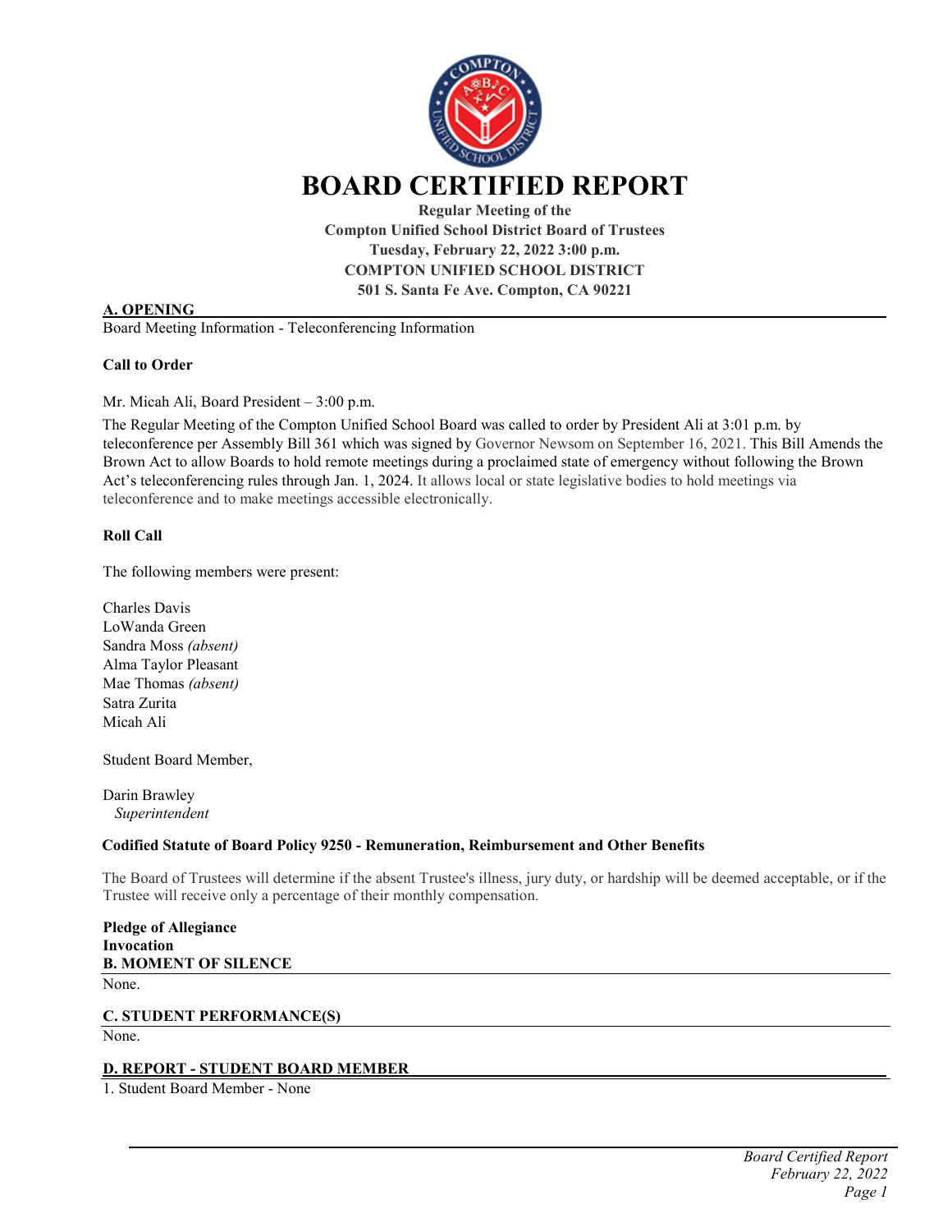# BOARD CERTIFIED REPORT

**Regular Meeting of the**
**Compton Unified School District Board of Trustees**
**Tuesday, February 22, 2022 3:00 p.m.**
**COMPTON UNIFIED SCHOOL DISTRICT**
**501 S. Santa Fe Ave. Compton, CA 90221**

## A. OPENING

Board Meeting Information - Teleconferencing Information

**Call to Order**

Mr. Micah Ali, Board President – 3:00 p.m.

The Regular Meeting of the Compton Unified School Board was called to order by President Ali at 3:01 p.m. by teleconference per Assembly Bill 361 which was signed by Governor Newsom on September 16, 2021. This Bill Amends the Brown Act to allow Boards to hold remote meetings during a proclaimed state of emergency without following the Brown Act's teleconferencing rules through Jan. 1, 2024. It allows local or state legislative bodies to hold meetings via teleconference and to make meetings accessible electronically.

**Roll Call**

The following members were present:

Charles Davis
LoWanda Green
Sandra Moss *(absent)*
Alma Taylor Pleasant
Mae Thomas *(absent)*
Satra Zurita
Micah Ali

Student Board Member,

Darin Brawley
*Superintendent*

**Codified Statute of Board Policy 9250 - Remuneration, Reimbursement and Other Benefits**

The Board of Trustees will determine if the absent Trustee's illness, jury duty, or hardship will be deemed acceptable, or if the Trustee will receive only a percentage of their monthly compensation.

**Pledge of Allegiance**
**Invocation**

## B. MOMENT OF SILENCE

None.

## C. STUDENT PERFORMANCE(S)

None.

## D. REPORT - STUDENT BOARD MEMBER

1. Student Board Member - None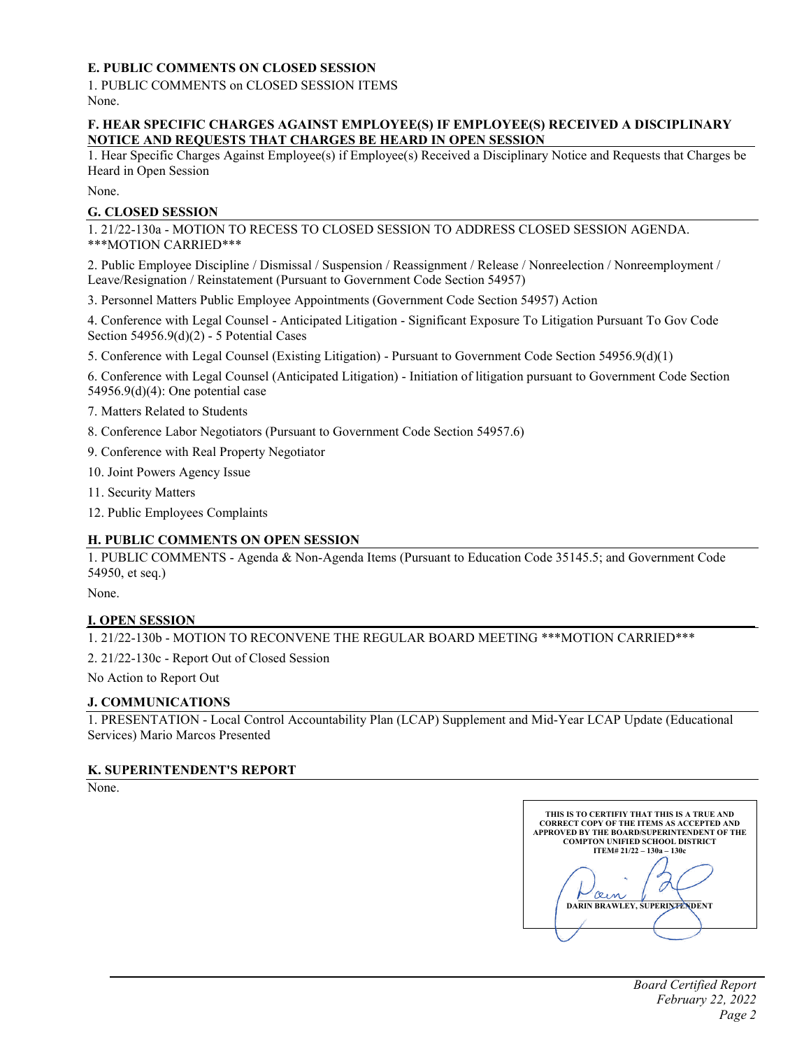## E. PUBLIC COMMENTS ON CLOSED SESSION

1. PUBLIC COMMENTS on CLOSED SESSION ITEMS

None.

## F. HEAR SPECIFIC CHARGES AGAINST EMPLOYEE(S) IF EMPLOYEE(S) RECEIVED A DISCIPLINARY NOTICE AND REQUESTS THAT CHARGES BE HEARD IN OPEN SESSION

1. Hear Specific Charges Against Employee(s) if Employee(s) Received a Disciplinary Notice and Requests that Charges be Heard in Open Session

None.

## G. CLOSED SESSION

1. 21/22-130a - MOTION TO RECESS TO CLOSED SESSION TO ADDRESS CLOSED SESSION AGENDA. ***MOTION CARRIED***

2. Public Employee Discipline / Dismissal / Suspension / Reassignment / Release / Nonreelection / Nonreemployment / Leave/Resignation / Reinstatement (Pursuant to Government Code Section 54957)

3. Personnel Matters Public Employee Appointments (Government Code Section 54957) Action

4. Conference with Legal Counsel - Anticipated Litigation - Significant Exposure To Litigation Pursuant To Gov Code Section 54956.9(d)(2) - 5 Potential Cases

5. Conference with Legal Counsel (Existing Litigation) - Pursuant to Government Code Section 54956.9(d)(1)

6. Conference with Legal Counsel (Anticipated Litigation) - Initiation of litigation pursuant to Government Code Section 54956.9(d)(4): One potential case

7. Matters Related to Students

8. Conference Labor Negotiators (Pursuant to Government Code Section 54957.6)

9. Conference with Real Property Negotiator

10. Joint Powers Agency Issue

11. Security Matters

12. Public Employees Complaints

## H. PUBLIC COMMENTS ON OPEN SESSION

1. PUBLIC COMMENTS - Agenda & Non-Agenda Items (Pursuant to Education Code 35145.5; and Government Code 54950, et seq.)

None.

## I. OPEN SESSION

1. 21/22-130b - MOTION TO RECONVENE THE REGULAR BOARD MEETING ***MOTION CARRIED***

2. 21/22-130c - Report Out of Closed Session

No Action to Report Out

## J. COMMUNICATIONS

1. PRESENTATION - Local Control Accountability Plan (LCAP) Supplement and Mid-Year LCAP Update (Educational Services) Mario Marcos Presented

## K. SUPERINTENDENT'S REPORT

None.

**THIS IS TO CERTIFIY THAT THIS IS A TRUE AND CORRECT COPY OF THE ITEMS AS ACCEPTED AND APPROVED BY THE BOARD/SUPERINTENDENT OF THE COMPTON UNIFIED SCHOOL DISTRICT ITEM# 21/22 – 130a – 130c**

**DARIN BRAWLEY, SUPERINTENDENT**

*Board Certified Report*
*February 22, 2022*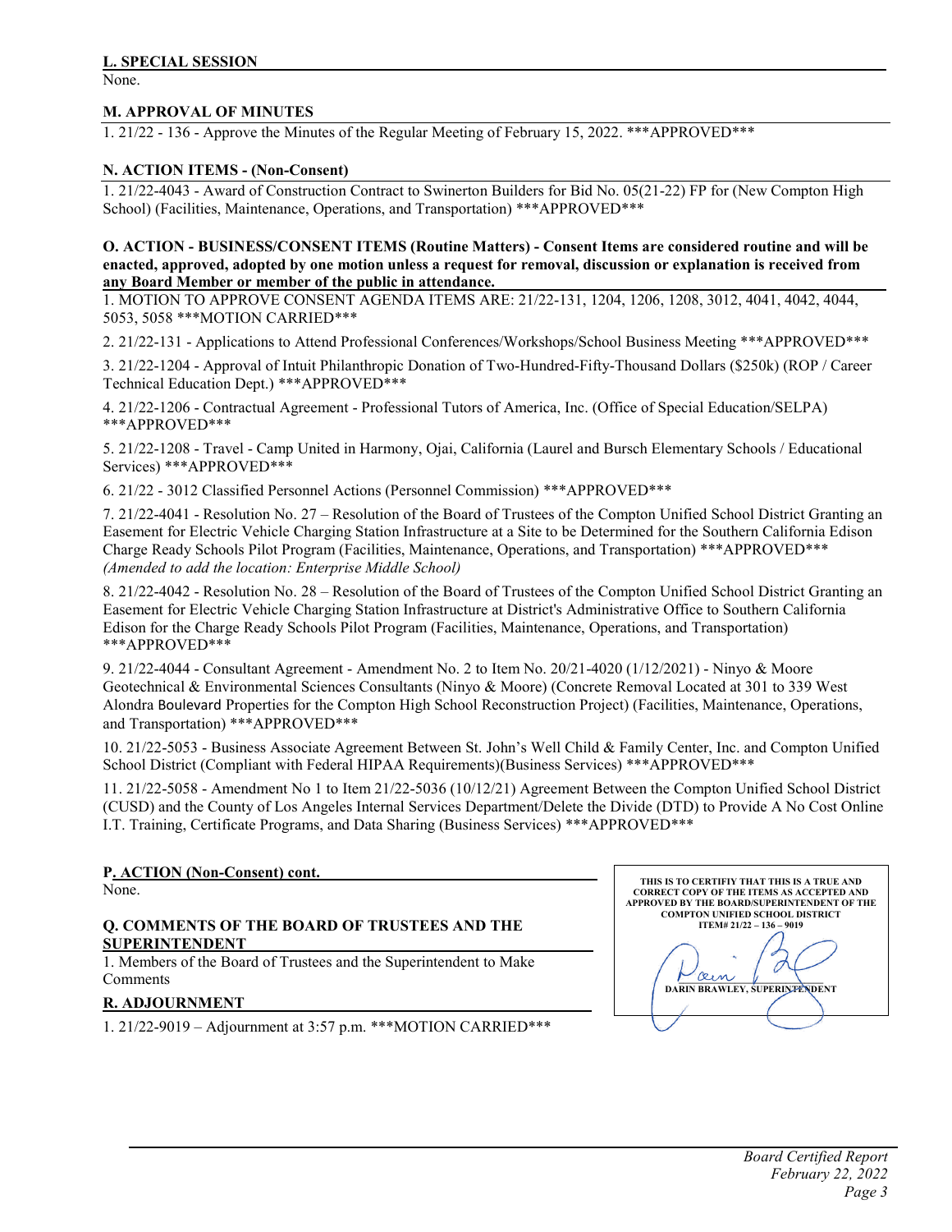**L. SPECIAL SESSION**

None.

**M. APPROVAL OF MINUTES**

1. 21/22 - 136 - Approve the Minutes of the Regular Meeting of February 15, 2022. ***APPROVED***

**N. ACTION ITEMS - (Non-Consent)**

1. 21/22-4043 - Award of Construction Contract to Swinerton Builders for Bid No. 05(21-22) FP for (New Compton High School) (Facilities, Maintenance, Operations, and Transportation) ***APPROVED***

**O. ACTION - BUSINESS/CONSENT ITEMS (Routine Matters) - Consent Items are considered routine and will be enacted, approved, adopted by one motion unless a request for removal, discussion or explanation is received from any Board Member or member of the public in attendance.**

1. MOTION TO APPROVE CONSENT AGENDA ITEMS ARE: 21/22-131, 1204, 1206, 1208, 3012, 4041, 4042, 4044, 5053, 5058 ***MOTION CARRIED***

2. 21/22-131 - Applications to Attend Professional Conferences/Workshops/School Business Meeting ***APPROVED***

3. 21/22-1204 - Approval of Intuit Philanthropic Donation of Two-Hundred-Fifty-Thousand Dollars ($250k) (ROP / Career Technical Education Dept.) ***APPROVED***

4. 21/22-1206 - Contractual Agreement - Professional Tutors of America, Inc. (Office of Special Education/SELPA) ***APPROVED***

5. 21/22-1208 - Travel - Camp United in Harmony, Ojai, California (Laurel and Bursch Elementary Schools / Educational Services) ***APPROVED***

6. 21/22 - 3012 Classified Personnel Actions (Personnel Commission) ***APPROVED***

7. 21/22-4041 - Resolution No. 27 – Resolution of the Board of Trustees of the Compton Unified School District Granting an Easement for Electric Vehicle Charging Station Infrastructure at a Site to be Determined for the Southern California Edison Charge Ready Schools Pilot Program (Facilities, Maintenance, Operations, and Transportation) ***APPROVED*** *(Amended to add the location: Enterprise Middle School)*

8. 21/22-4042 - Resolution No. 28 – Resolution of the Board of Trustees of the Compton Unified School District Granting an Easement for Electric Vehicle Charging Station Infrastructure at District's Administrative Office to Southern California Edison for the Charge Ready Schools Pilot Program (Facilities, Maintenance, Operations, and Transportation) ***APPROVED***

9. 21/22-4044 - Consultant Agreement - Amendment No. 2 to Item No. 20/21-4020 (1/12/2021) - Ninyo & Moore Geotechnical & Environmental Sciences Consultants (Ninyo & Moore) (Concrete Removal Located at 301 to 339 West Alondra Boulevard Properties for the Compton High School Reconstruction Project) (Facilities, Maintenance, Operations, and Transportation) ***APPROVED***

10. 21/22-5053 - Business Associate Agreement Between St. John's Well Child & Family Center, Inc. and Compton Unified School District (Compliant with Federal HIPAA Requirements)(Business Services) ***APPROVED***

11. 21/22-5058 - Amendment No 1 to Item 21/22-5036 (10/12/21) Agreement Between the Compton Unified School District (CUSD) and the County of Los Angeles Internal Services Department/Delete the Divide (DTD) to Provide A No Cost Online I.T. Training, Certificate Programs, and Data Sharing (Business Services) ***APPROVED***

**P. ACTION (Non-Consent) cont.**

None.

**Q. COMMENTS OF THE BOARD OF TRUSTEES AND THE SUPERINTENDENT**

1. Members of the Board of Trustees and the Superintendent to Make Comments

**R. ADJOURNMENT**

1. 21/22-9019 – Adjournment at 3:57 p.m. ***MOTION CARRIED***

**THIS IS TO CERTIFIY THAT THIS IS A TRUE AND CORRECT COPY OF THE ITEMS AS ACCEPTED AND APPROVED BY THE BOARD/SUPERINTENDENT OF THE COMPTON UNIFIED SCHOOL DISTRICT ITEM# 21/22 – 136 – 9019**

**DARIN BRAWLEY, SUPERINTENDENT**

*Board Certified Report*
*February 22, 2022*